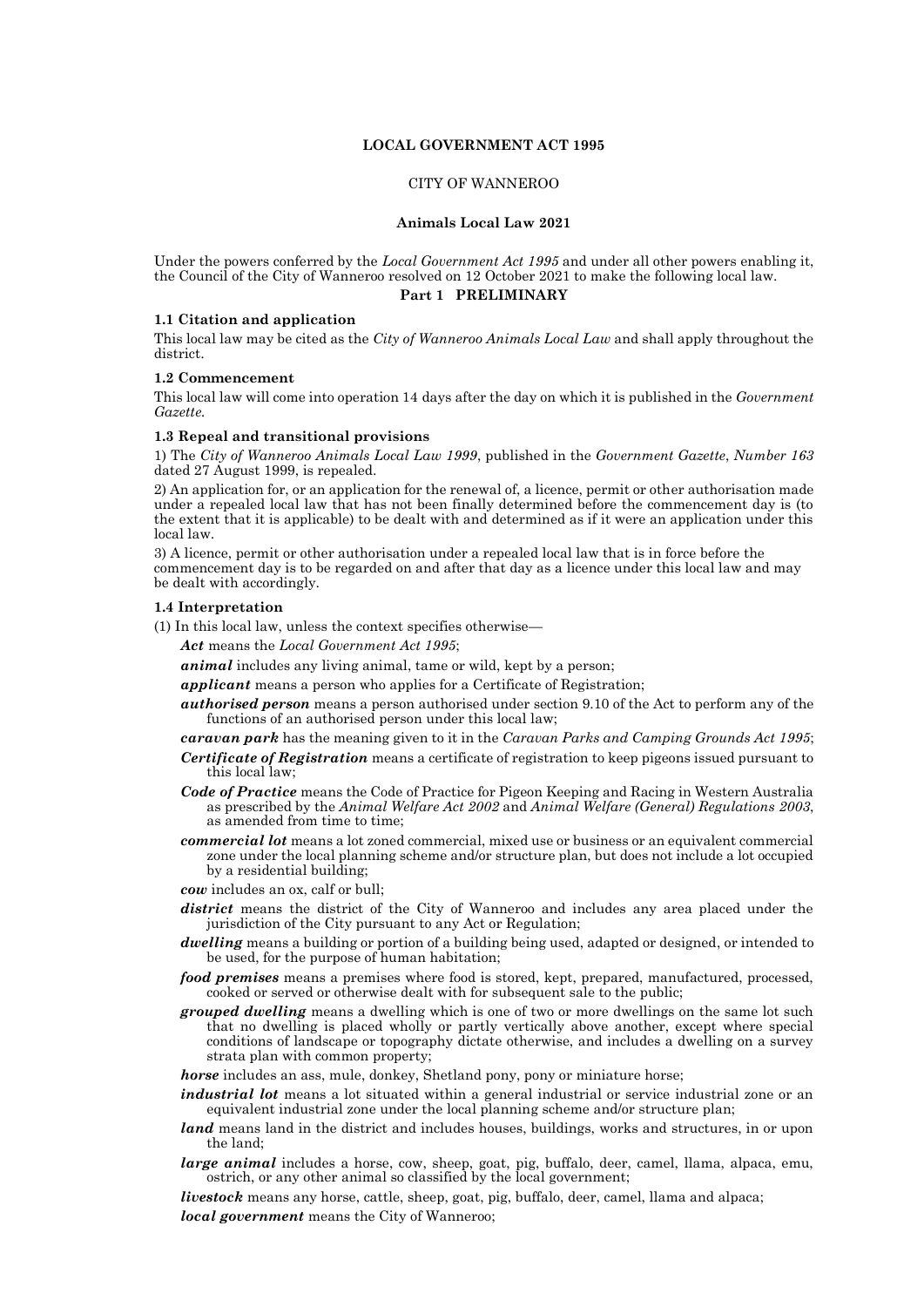**LOCAL GOVERNMENT ACT 1995**

CITY OF WANNEROO

**Animals Local Law 2021**

Under the powers conferred by the *Local Government Act 1995* and under all other powers enabling it, the Council of the City of Wanneroo resolved on 12 October 2021 to make the following local law.

## Part 1 PRELIMINARY

### 1.1 Citation and application

This local law may be cited as the *City of Wanneroo Animals Local Law* and shall apply throughout the district.

### 1.2 Commencement

This local law will come into operation 14 days after the day on which it is published in the *Government Gazette*.

### 1.3 Repeal and transitional provisions

1) The *City of Wanneroo Animals Local Law 1999*, published in the *Government Gazette*, *Number 163* dated 27 August 1999, is repealed.

2) An application for, or an application for the renewal of, a licence, permit or other authorisation made under a repealed local law that has not been finally determined before the commencement day is (to the extent that it is applicable) to be dealt with and determined as if it were an application under this local law.

3) A licence, permit or other authorisation under a repealed local law that is in force before the commencement day is to be regarded on and after that day as a licence under this local law and may be dealt with accordingly.

### 1.4 Interpretation

(1) In this local law, unless the context specifies otherwise—

***Act*** means the *Local Government Act 1995*;

***animal*** includes any living animal, tame or wild, kept by a person;

***applicant*** means a person who applies for a Certificate of Registration;

***authorised person*** means a person authorised under section 9.10 of the Act to perform any of the functions of an authorised person under this local law;

***caravan park*** has the meaning given to it in the *Caravan Parks and Camping Grounds Act 1995*;

***Certificate of Registration*** means a certificate of registration to keep pigeons issued pursuant to this local law;

***Code of Practice*** means the Code of Practice for Pigeon Keeping and Racing in Western Australia as prescribed by the *Animal Welfare Act 2002* and *Animal Welfare (General) Regulations 2003*, as amended from time to time;

***commercial lot*** means a lot zoned commercial, mixed use or business or an equivalent commercial zone under the local planning scheme and/or structure plan, but does not include a lot occupied by a residential building;

***cow*** includes an ox, calf or bull;

***district*** means the district of the City of Wanneroo and includes any area placed under the jurisdiction of the City pursuant to any Act or Regulation;

***dwelling*** means a building or portion of a building being used, adapted or designed, or intended to be used, for the purpose of human habitation;

***food premises*** means a premises where food is stored, kept, prepared, manufactured, processed, cooked or served or otherwise dealt with for subsequent sale to the public;

***grouped dwelling*** means a dwelling which is one of two or more dwellings on the same lot such that no dwelling is placed wholly or partly vertically above another, except where special conditions of landscape or topography dictate otherwise, and includes a dwelling on a survey strata plan with common property;

***horse*** includes an ass, mule, donkey, Shetland pony, pony or miniature horse;

***industrial lot*** means a lot situated within a general industrial or service industrial zone or an equivalent industrial zone under the local planning scheme and/or structure plan;

***land*** means land in the district and includes houses, buildings, works and structures, in or upon the land;

***large animal*** includes a horse, cow, sheep, goat, pig, buffalo, deer, camel, llama, alpaca, emu, ostrich, or any other animal so classified by the local government;

***livestock*** means any horse, cattle, sheep, goat, pig, buffalo, deer, camel, llama and alpaca;

***local government*** means the City of Wanneroo;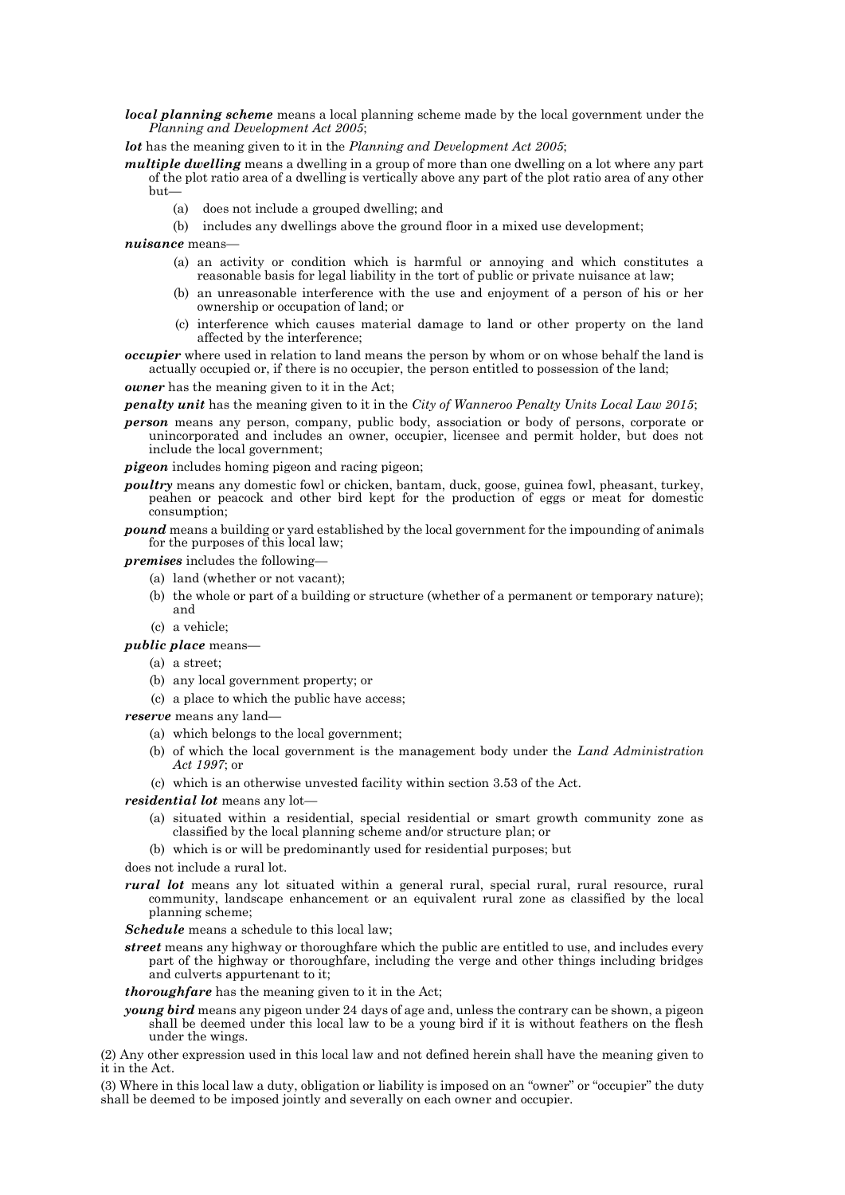***local planning scheme*** means a local planning scheme made by the local government under the *Planning and Development Act 2005*;

***lot*** has the meaning given to it in the *Planning and Development Act 2005*;

***multiple dwelling*** means a dwelling in a group of more than one dwelling on a lot where any part of the plot ratio area of a dwelling is vertically above any part of the plot ratio area of any other but—

(a) does not include a grouped dwelling; and

(b) includes any dwellings above the ground floor in a mixed use development;

***nuisance*** means—

(a) an activity or condition which is harmful or annoying and which constitutes a reasonable basis for legal liability in the tort of public or private nuisance at law;

(b) an unreasonable interference with the use and enjoyment of a person of his or her ownership or occupation of land; or

(c) interference which causes material damage to land or other property on the land affected by the interference;

***occupier*** where used in relation to land means the person by whom or on whose behalf the land is actually occupied or, if there is no occupier, the person entitled to possession of the land;

***owner*** has the meaning given to it in the Act;

***penalty unit*** has the meaning given to it in the *City of Wanneroo Penalty Units Local Law 2015*;

***person*** means any person, company, public body, association or body of persons, corporate or unincorporated and includes an owner, occupier, licensee and permit holder, but does not include the local government;

***pigeon*** includes homing pigeon and racing pigeon;

***poultry*** means any domestic fowl or chicken, bantam, duck, goose, guinea fowl, pheasant, turkey, peahen or peacock and other bird kept for the production of eggs or meat for domestic consumption;

***pound*** means a building or yard established by the local government for the impounding of animals for the purposes of this local law;

***premises*** includes the following—

(a) land (whether or not vacant);

(b) the whole or part of a building or structure (whether of a permanent or temporary nature); and

(c) a vehicle;

***public place*** means—

(a) a street;

(b) any local government property; or

(c) a place to which the public have access;

***reserve*** means any land—

(a) which belongs to the local government;

(b) of which the local government is the management body under the *Land Administration Act 1997*; or

(c) which is an otherwise unvested facility within section 3.53 of the Act.

***residential lot*** means any lot—

(a) situated within a residential, special residential or smart growth community zone as classified by the local planning scheme and/or structure plan; or

(b) which is or will be predominantly used for residential purposes; but

does not include a rural lot.

***rural lot*** means any lot situated within a general rural, special rural, rural resource, rural community, landscape enhancement or an equivalent rural zone as classified by the local planning scheme;

***Schedule*** means a schedule to this local law;

***street*** means any highway or thoroughfare which the public are entitled to use, and includes every part of the highway or thoroughfare, including the verge and other things including bridges and culverts appurtenant to it;

***thoroughfare*** has the meaning given to it in the Act;

***young bird*** means any pigeon under 24 days of age and, unless the contrary can be shown, a pigeon shall be deemed under this local law to be a young bird if it is without feathers on the flesh under the wings.

(2) Any other expression used in this local law and not defined herein shall have the meaning given to it in the Act.

(3) Where in this local law a duty, obligation or liability is imposed on an "owner" or "occupier" the duty shall be deemed to be imposed jointly and severally on each owner and occupier.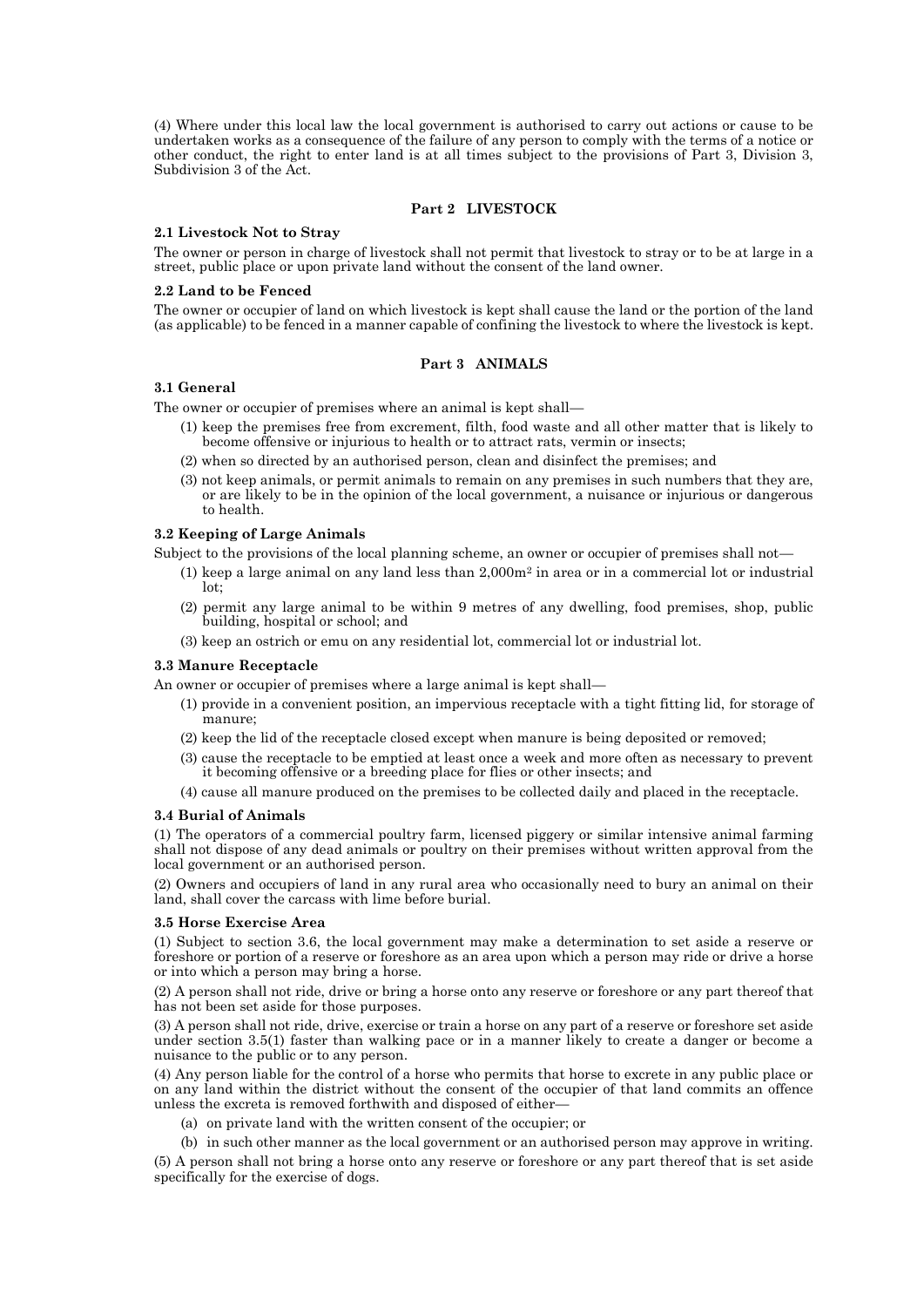(4) Where under this local law the local government is authorised to carry out actions or cause to be undertaken works as a consequence of the failure of any person to comply with the terms of a notice or other conduct, the right to enter land is at all times subject to the provisions of Part 3, Division 3, Subdivision 3 of the Act.

## Part 2 LIVESTOCK

### 2.1 Livestock Not to Stray

The owner or person in charge of livestock shall not permit that livestock to stray or to be at large in a street, public place or upon private land without the consent of the land owner.

### 2.2 Land to be Fenced

The owner or occupier of land on which livestock is kept shall cause the land or the portion of the land (as applicable) to be fenced in a manner capable of confining the livestock to where the livestock is kept.

## Part 3 ANIMALS

### 3.1 General

The owner or occupier of premises where an animal is kept shall—

(1) keep the premises free from excrement, filth, food waste and all other matter that is likely to become offensive or injurious to health or to attract rats, vermin or insects;

(2) when so directed by an authorised person, clean and disinfect the premises; and

(3) not keep animals, or permit animals to remain on any premises in such numbers that they are, or are likely to be in the opinion of the local government, a nuisance or injurious or dangerous to health.

### 3.2 Keeping of Large Animals

Subject to the provisions of the local planning scheme, an owner or occupier of premises shall not—

(1) keep a large animal on any land less than 2,000m$^2$ in area or in a commercial lot or industrial lot;

(2) permit any large animal to be within 9 metres of any dwelling, food premises, shop, public building, hospital or school; and

(3) keep an ostrich or emu on any residential lot, commercial lot or industrial lot.

### 3.3 Manure Receptacle

An owner or occupier of premises where a large animal is kept shall—

(1) provide in a convenient position, an impervious receptacle with a tight fitting lid, for storage of manure;

(2) keep the lid of the receptacle closed except when manure is being deposited or removed;

(3) cause the receptacle to be emptied at least once a week and more often as necessary to prevent it becoming offensive or a breeding place for flies or other insects; and

(4) cause all manure produced on the premises to be collected daily and placed in the receptacle.

### 3.4 Burial of Animals

(1) The operators of a commercial poultry farm, licensed piggery or similar intensive animal farming shall not dispose of any dead animals or poultry on their premises without written approval from the local government or an authorised person.

(2) Owners and occupiers of land in any rural area who occasionally need to bury an animal on their land, shall cover the carcass with lime before burial.

### 3.5 Horse Exercise Area

(1) Subject to section 3.6, the local government may make a determination to set aside a reserve or foreshore or portion of a reserve or foreshore as an area upon which a person may ride or drive a horse or into which a person may bring a horse.

(2) A person shall not ride, drive or bring a horse onto any reserve or foreshore or any part thereof that has not been set aside for those purposes.

(3) A person shall not ride, drive, exercise or train a horse on any part of a reserve or foreshore set aside under section 3.5(1) faster than walking pace or in a manner likely to create a danger or become a nuisance to the public or to any person.

(4) Any person liable for the control of a horse who permits that horse to excrete in any public place or on any land within the district without the consent of the occupier of that land commits an offence unless the excreta is removed forthwith and disposed of either—

(a) on private land with the written consent of the occupier; or

(b) in such other manner as the local government or an authorised person may approve in writing.

(5) A person shall not bring a horse onto any reserve or foreshore or any part thereof that is set aside specifically for the exercise of dogs.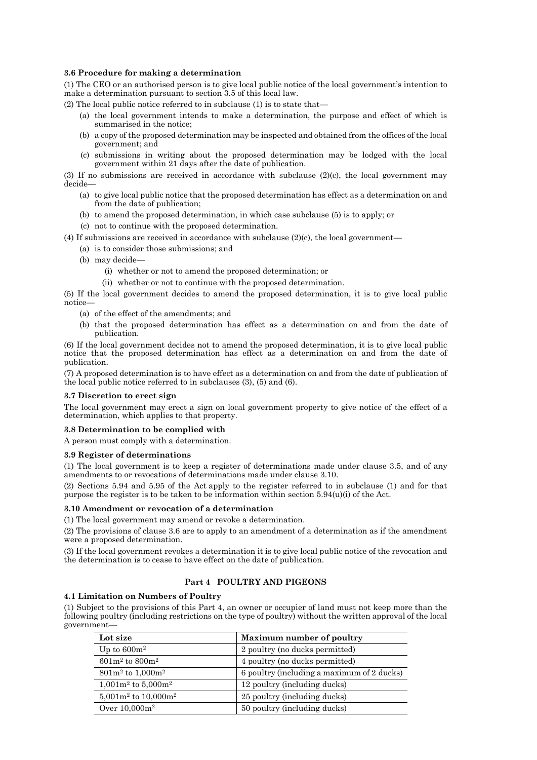### 3.6 Procedure for making a determination

(1) The CEO or an authorised person is to give local public notice of the local government's intention to make a determination pursuant to section 3.5 of this local law.

(2) The local public notice referred to in subclause (1) is to state that—

- (a) the local government intends to make a determination, the purpose and effect of which is summarised in the notice;
- (b) a copy of the proposed determination may be inspected and obtained from the offices of the local government; and
- (c) submissions in writing about the proposed determination may be lodged with the local government within 21 days after the date of publication.

(3) If no submissions are received in accordance with subclause (2)(c), the local government may decide—

- (a) to give local public notice that the proposed determination has effect as a determination on and from the date of publication;
- (b) to amend the proposed determination, in which case subclause (5) is to apply; or
- (c) not to continue with the proposed determination.

(4) If submissions are received in accordance with subclause (2)(c), the local government—

- (a) is to consider those submissions; and
- (b) may decide—
  - (i) whether or not to amend the proposed determination; or
  - (ii) whether or not to continue with the proposed determination.

(5) If the local government decides to amend the proposed determination, it is to give local public notice—

- (a) of the effect of the amendments; and
- (b) that the proposed determination has effect as a determination on and from the date of publication.

(6) If the local government decides not to amend the proposed determination, it is to give local public notice that the proposed determination has effect as a determination on and from the date of publication.

(7) A proposed determination is to have effect as a determination on and from the date of publication of the local public notice referred to in subclauses (3), (5) and (6).

### 3.7 Discretion to erect sign

The local government may erect a sign on local government property to give notice of the effect of a determination, which applies to that property.

### 3.8 Determination to be complied with

A person must comply with a determination.

### 3.9 Register of determinations

(1) The local government is to keep a register of determinations made under clause 3.5, and of any amendments to or revocations of determinations made under clause 3.10.

(2) Sections 5.94 and 5.95 of the Act apply to the register referred to in subclause (1) and for that purpose the register is to be taken to be information within section 5.94(u)(i) of the Act.

### 3.10 Amendment or revocation of a determination

(1) The local government may amend or revoke a determination.

(2) The provisions of clause 3.6 are to apply to an amendment of a determination as if the amendment were a proposed determination.

(3) If the local government revokes a determination it is to give local public notice of the revocation and the determination is to cease to have effect on the date of publication.

## Part 4 POULTRY AND PIGEONS

### 4.1 Limitation on Numbers of Poultry

(1) Subject to the provisions of this Part 4, an owner or occupier of land must not keep more than the following poultry (including restrictions on the type of poultry) without the written approval of the local government—

| Lot size | Maximum number of poultry |
|---|---|
| Up to $600m^2$ | 2 poultry (no ducks permitted) |
| $601m^2$ to $800m^2$ | 4 poultry (no ducks permitted) |
| $801m^2$ to $1,000m^2$ | 6 poultry (including a maximum of 2 ducks) |
| $1,001m^2$ to $5,000m^2$ | 12 poultry (including ducks) |
| $5,001m^2$ to $10,000m^2$ | 25 poultry (including ducks) |
| Over $10,000m^2$ | 50 poultry (including ducks) |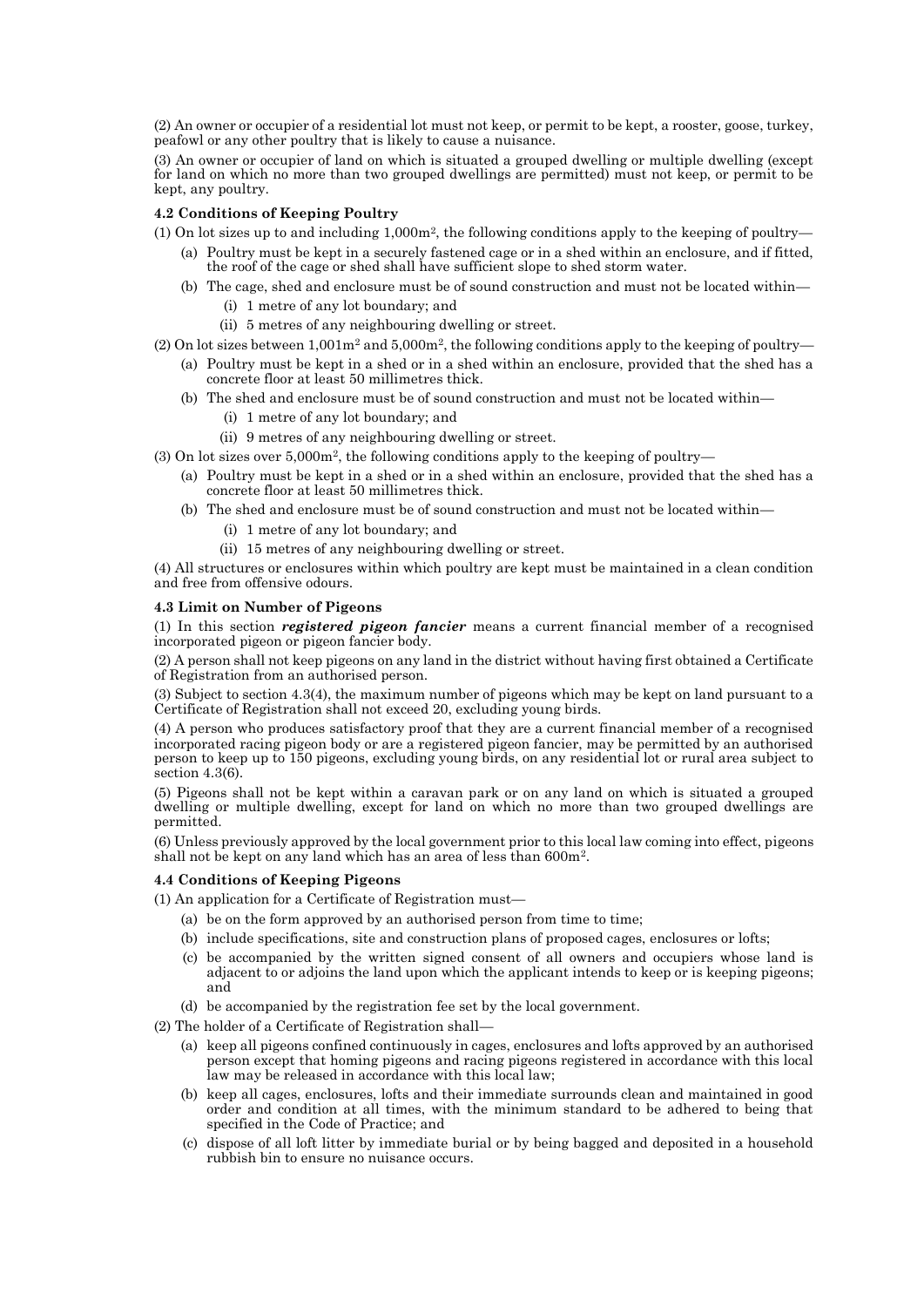(2) An owner or occupier of a residential lot must not keep, or permit to be kept, a rooster, goose, turkey, peafowl or any other poultry that is likely to cause a nuisance.

(3) An owner or occupier of land on which is situated a grouped dwelling or multiple dwelling (except for land on which no more than two grouped dwellings are permitted) must not keep, or permit to be kept, any poultry.

**4.2 Conditions of Keeping Poultry**

(1) On lot sizes up to and including 1,000m$^2$, the following conditions apply to the keeping of poultry—

(a) Poultry must be kept in a securely fastened cage or in a shed within an enclosure, and if fitted, the roof of the cage or shed shall have sufficient slope to shed storm water.

(b) The cage, shed and enclosure must be of sound construction and must not be located within—

(i) 1 metre of any lot boundary; and

(ii) 5 metres of any neighbouring dwelling or street.

(2) On lot sizes between 1,001m$^2$ and 5,000m$^2$, the following conditions apply to the keeping of poultry—

(a) Poultry must be kept in a shed or in a shed within an enclosure, provided that the shed has a concrete floor at least 50 millimetres thick.

(b) The shed and enclosure must be of sound construction and must not be located within—

(i) 1 metre of any lot boundary; and

(ii) 9 metres of any neighbouring dwelling or street.

(3) On lot sizes over 5,000m$^2$, the following conditions apply to the keeping of poultry—

(a) Poultry must be kept in a shed or in a shed within an enclosure, provided that the shed has a concrete floor at least 50 millimetres thick.

(b) The shed and enclosure must be of sound construction and must not be located within—

(i) 1 metre of any lot boundary; and

(ii) 15 metres of any neighbouring dwelling or street.

(4) All structures or enclosures within which poultry are kept must be maintained in a clean condition and free from offensive odours.

**4.3 Limit on Number of Pigeons**

(1) In this section ***registered pigeon fancier*** means a current financial member of a recognised incorporated pigeon or pigeon fancier body.

(2) A person shall not keep pigeons on any land in the district without having first obtained a Certificate of Registration from an authorised person.

(3) Subject to section 4.3(4), the maximum number of pigeons which may be kept on land pursuant to a Certificate of Registration shall not exceed 20, excluding young birds.

(4) A person who produces satisfactory proof that they are a current financial member of a recognised incorporated racing pigeon body or are a registered pigeon fancier, may be permitted by an authorised person to keep up to 150 pigeons, excluding young birds, on any residential lot or rural area subject to section 4.3(6).

(5) Pigeons shall not be kept within a caravan park or on any land on which is situated a grouped dwelling or multiple dwelling, except for land on which no more than two grouped dwellings are permitted.

(6) Unless previously approved by the local government prior to this local law coming into effect, pigeons shall not be kept on any land which has an area of less than 600m$^2$.

**4.4 Conditions of Keeping Pigeons**

(1) An application for a Certificate of Registration must—

(a) be on the form approved by an authorised person from time to time;

(b) include specifications, site and construction plans of proposed cages, enclosures or lofts;

(c) be accompanied by the written signed consent of all owners and occupiers whose land is adjacent to or adjoins the land upon which the applicant intends to keep or is keeping pigeons; and

(d) be accompanied by the registration fee set by the local government.

(2) The holder of a Certificate of Registration shall—

(a) keep all pigeons confined continuously in cages, enclosures and lofts approved by an authorised person except that homing pigeons and racing pigeons registered in accordance with this local law may be released in accordance with this local law;

(b) keep all cages, enclosures, lofts and their immediate surrounds clean and maintained in good order and condition at all times, with the minimum standard to be adhered to being that specified in the Code of Practice; and

(c) dispose of all loft litter by immediate burial or by being bagged and deposited in a household rubbish bin to ensure no nuisance occurs.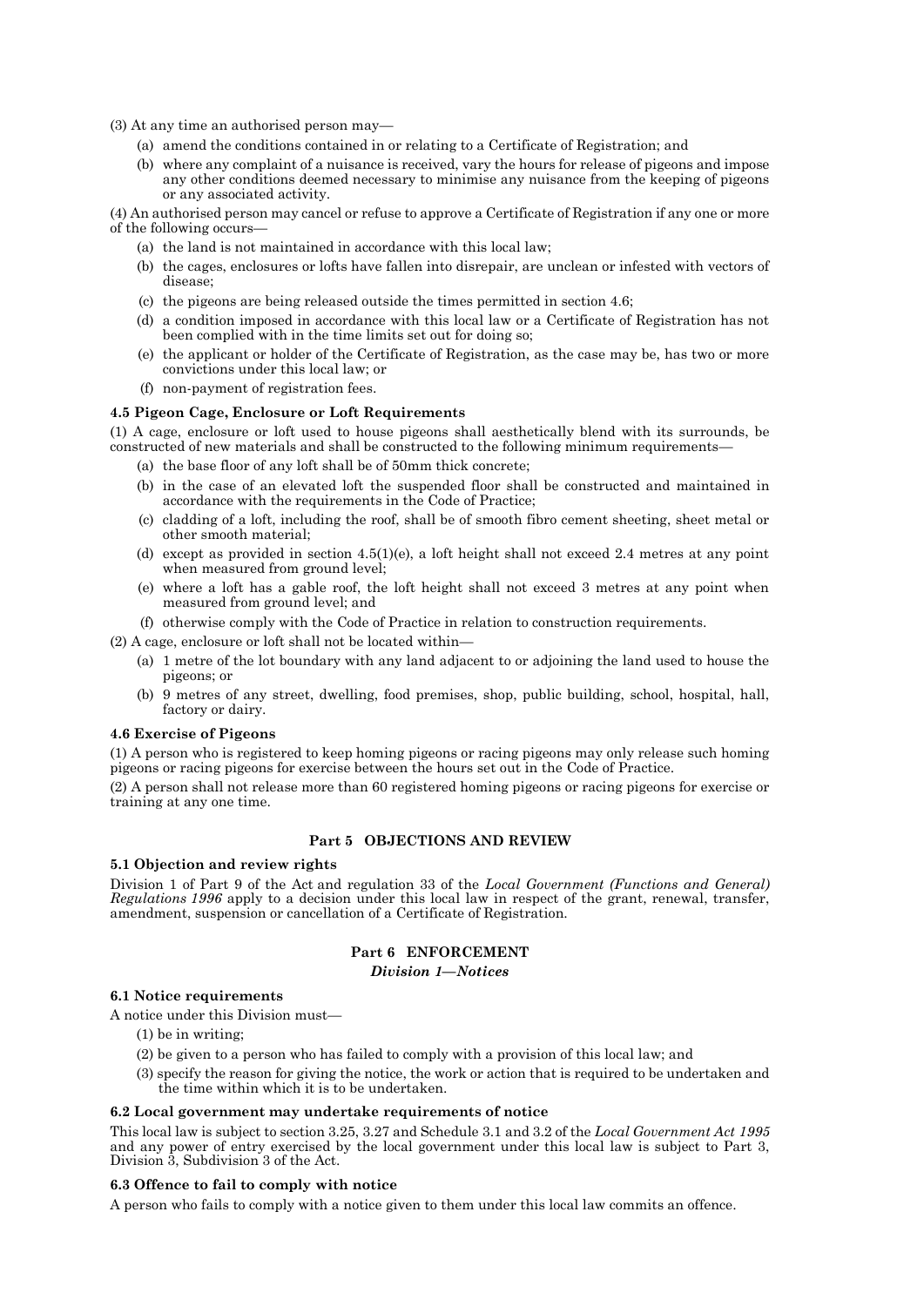(3) At any time an authorised person may—

- (a) amend the conditions contained in or relating to a Certificate of Registration; and
- (b) where any complaint of a nuisance is received, vary the hours for release of pigeons and impose any other conditions deemed necessary to minimise any nuisance from the keeping of pigeons or any associated activity.

(4) An authorised person may cancel or refuse to approve a Certificate of Registration if any one or more of the following occurs—

- (a) the land is not maintained in accordance with this local law;
- (b) the cages, enclosures or lofts have fallen into disrepair, are unclean or infested with vectors of disease;
- (c) the pigeons are being released outside the times permitted in section 4.6;
- (d) a condition imposed in accordance with this local law or a Certificate of Registration has not been complied with in the time limits set out for doing so;
- (e) the applicant or holder of the Certificate of Registration, as the case may be, has two or more convictions under this local law; or
- (f) non-payment of registration fees.

#### 4.5 Pigeon Cage, Enclosure or Loft Requirements

(1) A cage, enclosure or loft used to house pigeons shall aesthetically blend with its surrounds, be constructed of new materials and shall be constructed to the following minimum requirements—

- (a) the base floor of any loft shall be of 50mm thick concrete;
- (b) in the case of an elevated loft the suspended floor shall be constructed and maintained in accordance with the requirements in the Code of Practice;
- (c) cladding of a loft, including the roof, shall be of smooth fibro cement sheeting, sheet metal or other smooth material;
- (d) except as provided in section 4.5(1)(e), a loft height shall not exceed 2.4 metres at any point when measured from ground level;
- (e) where a loft has a gable roof, the loft height shall not exceed 3 metres at any point when measured from ground level; and
- (f) otherwise comply with the Code of Practice in relation to construction requirements.

(2) A cage, enclosure or loft shall not be located within—

- (a) 1 metre of the lot boundary with any land adjacent to or adjoining the land used to house the pigeons; or
- (b) 9 metres of any street, dwelling, food premises, shop, public building, school, hospital, hall, factory or dairy.

#### 4.6 Exercise of Pigeons

(1) A person who is registered to keep homing pigeons or racing pigeons may only release such homing pigeons or racing pigeons for exercise between the hours set out in the Code of Practice.

(2) A person shall not release more than 60 registered homing pigeons or racing pigeons for exercise or training at any one time.

## Part 5 OBJECTIONS AND REVIEW

#### 5.1 Objection and review rights

Division 1 of Part 9 of the Act and regulation 33 of the *Local Government (Functions and General) Regulations 1996* apply to a decision under this local law in respect of the grant, renewal, transfer, amendment, suspension or cancellation of a Certificate of Registration.

## Part 6 ENFORCEMENT

### *Division 1—Notices*

#### 6.1 Notice requirements

A notice under this Division must—

- (1) be in writing;
- (2) be given to a person who has failed to comply with a provision of this local law; and
- (3) specify the reason for giving the notice, the work or action that is required to be undertaken and the time within which it is to be undertaken.

#### 6.2 Local government may undertake requirements of notice

This local law is subject to section 3.25, 3.27 and Schedule 3.1 and 3.2 of the *Local Government Act 1995* and any power of entry exercised by the local government under this local law is subject to Part 3, Division 3, Subdivision 3 of the Act.

#### 6.3 Offence to fail to comply with notice

A person who fails to comply with a notice given to them under this local law commits an offence.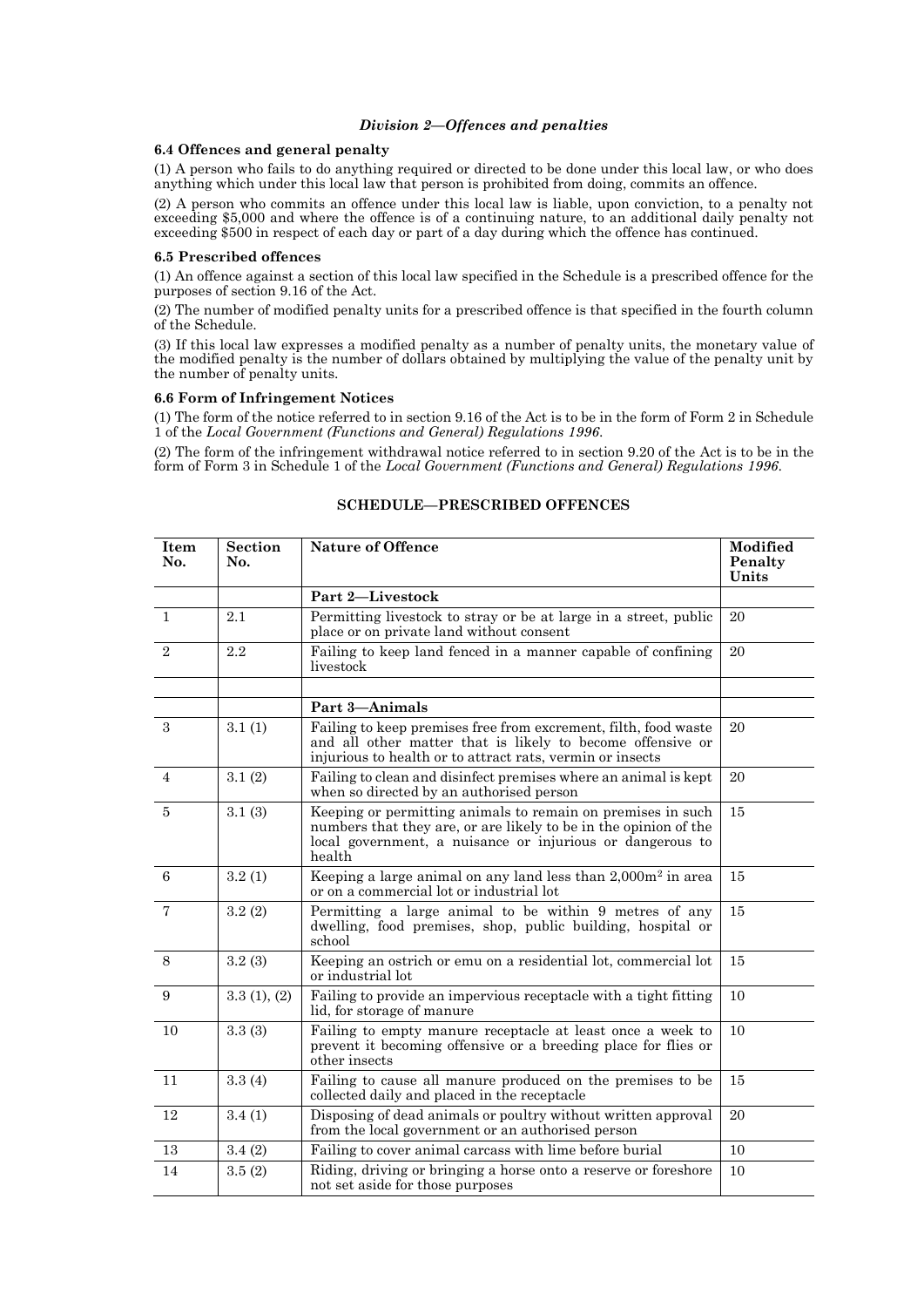### *Division 2—Offences and penalties*

**6.4 Offences and general penalty**

(1) A person who fails to do anything required or directed to be done under this local law, or who does anything which under this local law that person is prohibited from doing, commits an offence.

(2) A person who commits an offence under this local law is liable, upon conviction, to a penalty not exceeding $5,000 and where the offence is of a continuing nature, to an additional daily penalty not exceeding $500 in respect of each day or part of a day during which the offence has continued.

**6.5 Prescribed offences**

(1) An offence against a section of this local law specified in the Schedule is a prescribed offence for the purposes of section 9.16 of the Act.

(2) The number of modified penalty units for a prescribed offence is that specified in the fourth column of the Schedule.

(3) If this local law expresses a modified penalty as a number of penalty units, the monetary value of the modified penalty is the number of dollars obtained by multiplying the value of the penalty unit by the number of penalty units.

**6.6 Form of Infringement Notices**

(1) The form of the notice referred to in section 9.16 of the Act is to be in the form of Form 2 in Schedule 1 of the *Local Government (Functions and General) Regulations 1996*.

(2) The form of the infringement withdrawal notice referred to in section 9.20 of the Act is to be in the form of Form 3 in Schedule 1 of the *Local Government (Functions and General) Regulations 1996*.

**SCHEDULE—PRESCRIBED OFFENCES**

| Item No. | Section No. | Nature of Offence | Modified Penalty Units |
|---|---|---|---|
| | | **Part 2—Livestock** | |
| 1 | 2.1 | Permitting livestock to stray or be at large in a street, public place or on private land without consent | 20 |
| 2 | 2.2 | Failing to keep land fenced in a manner capable of confining livestock | 20 |
| | | | |
| | | **Part 3—Animals** | |
| 3 | 3.1 (1) | Failing to keep premises free from excrement, filth, food waste and all other matter that is likely to become offensive or injurious to health or to attract rats, vermin or insects | 20 |
| 4 | 3.1 (2) | Failing to clean and disinfect premises where an animal is kept when so directed by an authorised person | 20 |
| 5 | 3.1 (3) | Keeping or permitting animals to remain on premises in such numbers that they are, or are likely to be in the opinion of the local government, a nuisance or injurious or dangerous to health | 15 |
| 6 | 3.2 (1) | Keeping a large animal on any land less than 2,000m$^2$ in area or on a commercial lot or industrial lot | 15 |
| 7 | 3.2 (2) | Permitting a large animal to be within 9 metres of any dwelling, food premises, shop, public building, hospital or school | 15 |
| 8 | 3.2 (3) | Keeping an ostrich or emu on a residential lot, commercial lot or industrial lot | 15 |
| 9 | 3.3 (1), (2) | Failing to provide an impervious receptacle with a tight fitting lid, for storage of manure | 10 |
| 10 | 3.3 (3) | Failing to empty manure receptacle at least once a week to prevent it becoming offensive or a breeding place for flies or other insects | 10 |
| 11 | 3.3 (4) | Failing to cause all manure produced on the premises to be collected daily and placed in the receptacle | 15 |
| 12 | 3.4 (1) | Disposing of dead animals or poultry without written approval from the local government or an authorised person | 20 |
| 13 | 3.4 (2) | Failing to cover animal carcass with lime before burial | 10 |
| 14 | 3.5 (2) | Riding, driving or bringing a horse onto a reserve or foreshore not set aside for those purposes | 10 |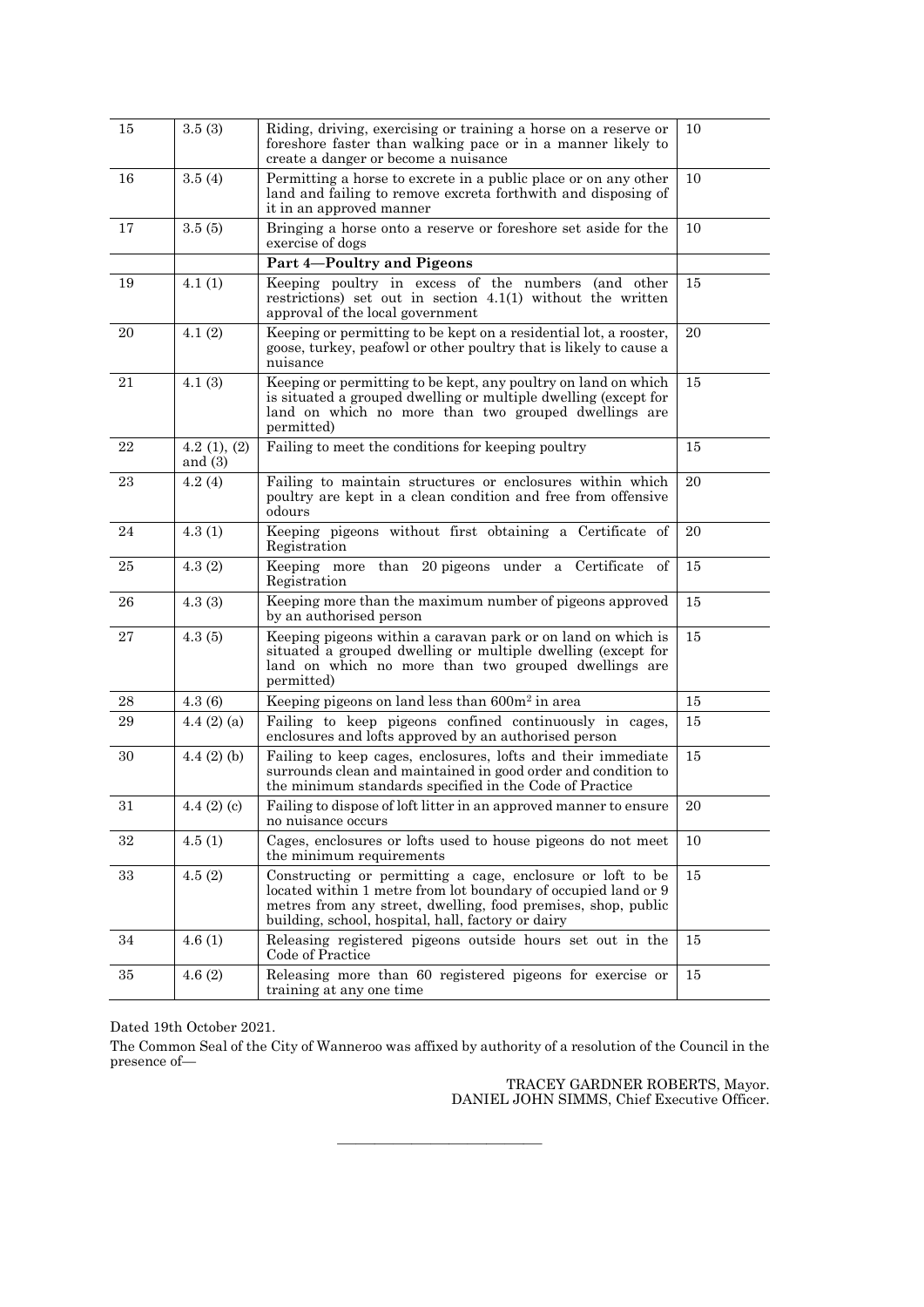| | | | |
|---|---|---|---|
| 15 | 3.5 (3) | Riding, driving, exercising or training a horse on a reserve or foreshore faster than walking pace or in a manner likely to create a danger or become a nuisance | 10 |
| 16 | 3.5 (4) | Permitting a horse to excrete in a public place or on any other land and failing to remove excreta forthwith and disposing of it in an approved manner | 10 |
| 17 | 3.5 (5) | Bringing a horse onto a reserve or foreshore set aside for the exercise of dogs | 10 |
| | | **Part 4—Poultry and Pigeons** | |
| 19 | 4.1 (1) | Keeping poultry in excess of the numbers (and other restrictions) set out in section 4.1(1) without the written approval of the local government | 15 |
| 20 | 4.1 (2) | Keeping or permitting to be kept on a residential lot, a rooster, goose, turkey, peafowl or other poultry that is likely to cause a nuisance | 20 |
| 21 | 4.1 (3) | Keeping or permitting to be kept, any poultry on land on which is situated a grouped dwelling or multiple dwelling (except for land on which no more than two grouped dwellings are permitted) | 15 |
| 22 | 4.2 (1), (2) and (3) | Failing to meet the conditions for keeping poultry | 15 |
| 23 | 4.2 (4) | Failing to maintain structures or enclosures within which poultry are kept in a clean condition and free from offensive odours | 20 |
| 24 | 4.3 (1) | Keeping pigeons without first obtaining a Certificate of Registration | 20 |
| 25 | 4.3 (2) | Keeping more than 20 pigeons under a Certificate of Registration | 15 |
| 26 | 4.3 (3) | Keeping more than the maximum number of pigeons approved by an authorised person | 15 |
| 27 | 4.3 (5) | Keeping pigeons within a caravan park or on land on which is situated a grouped dwelling or multiple dwelling (except for land on which no more than two grouped dwellings are permitted) | 15 |
| 28 | 4.3 (6) | Keeping pigeons on land less than 600m$^2$ in area | 15 |
| 29 | 4.4 (2) (a) | Failing to keep pigeons confined continuously in cages, enclosures and lofts approved by an authorised person | 15 |
| 30 | 4.4 (2) (b) | Failing to keep cages, enclosures, lofts and their immediate surrounds clean and maintained in good order and condition to the minimum standards specified in the Code of Practice | 15 |
| 31 | 4.4 (2) (c) | Failing to dispose of loft litter in an approved manner to ensure no nuisance occurs | 20 |
| 32 | 4.5 (1) | Cages, enclosures or lofts used to house pigeons do not meet the minimum requirements | 10 |
| 33 | 4.5 (2) | Constructing or permitting a cage, enclosure or loft to be located within 1 metre from lot boundary of occupied land or 9 metres from any street, dwelling, food premises, shop, public building, school, hospital, hall, factory or dairy | 15 |
| 34 | 4.6 (1) | Releasing registered pigeons outside hours set out in the Code of Practice | 15 |
| 35 | 4.6 (2) | Releasing more than 60 registered pigeons for exercise or training at any one time | 15 |

Dated 19th October 2021.

The Common Seal of the City of Wanneroo was affixed by authority of a resolution of the Council in the presence of—

TRACEY GARDNER ROBERTS, Mayor.
DANIEL JOHN SIMMS, Chief Executive Officer.

———————————